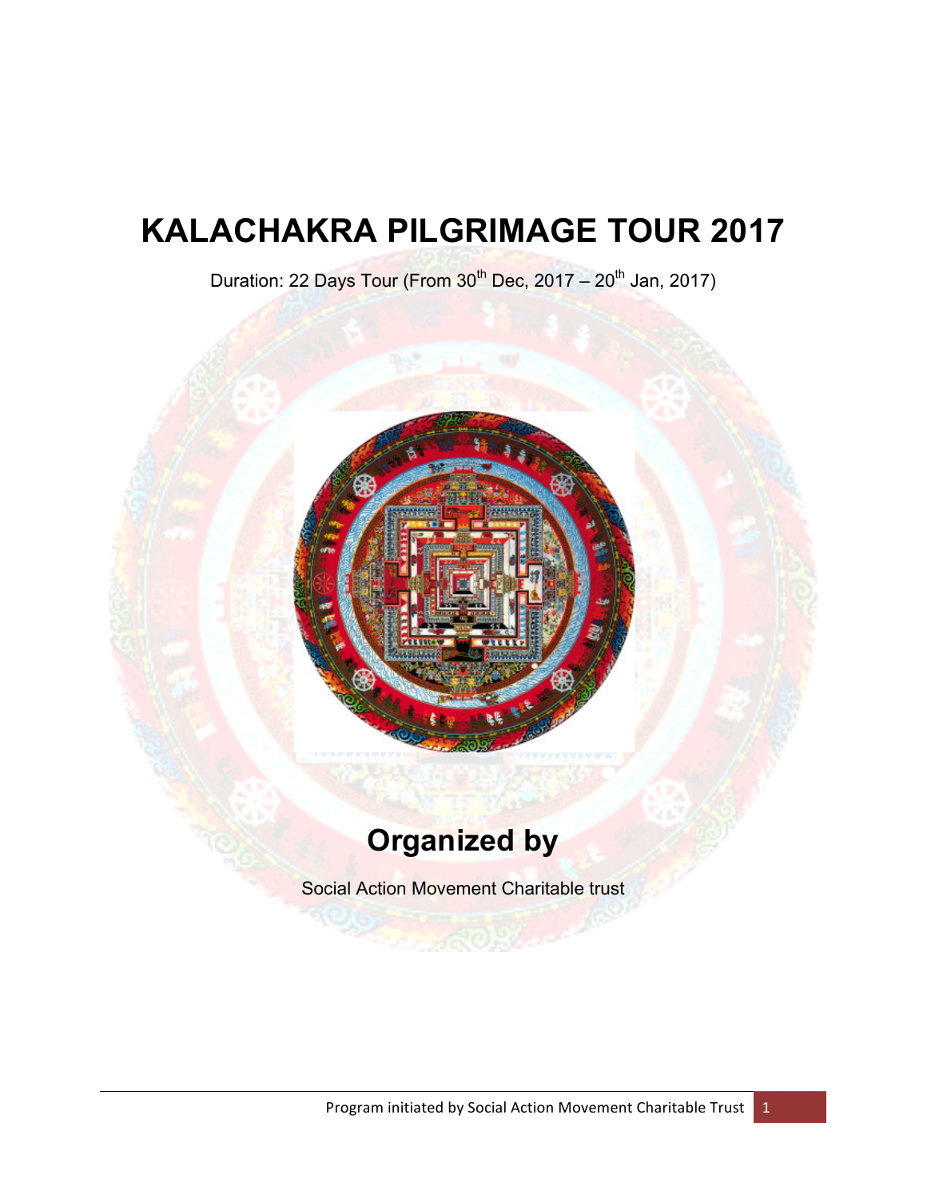# KALACHAKRA PILGRIMAGE TOUR 2017

Duration: 22 Days Tour (From 30th Dec, 2017 – 20th Jan, 2017)

## Organized by

Social Action Movement Charitable trust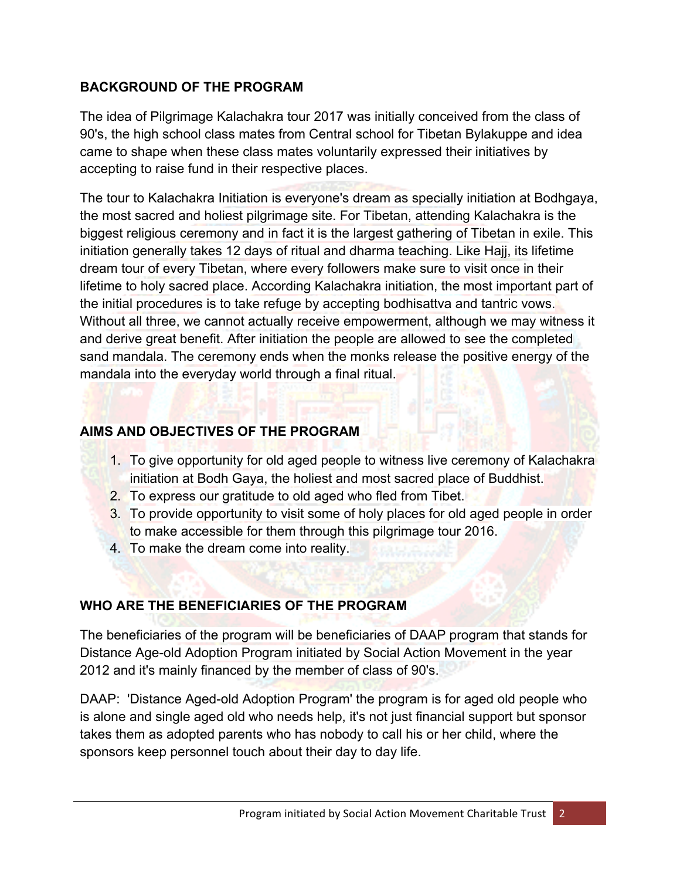## BACKGROUND OF THE PROGRAM

The idea of Pilgrimage Kalachakra tour 2017 was initially conceived from the class of 90's, the high school class mates from Central school for Tibetan Bylakuppe and idea came to shape when these class mates voluntarily expressed their initiatives by accepting to raise fund in their respective places.

The tour to Kalachakra Initiation is everyone's dream as specially initiation at Bodhgaya, the most sacred and holiest pilgrimage site. For Tibetan, attending Kalachakra is the biggest religious ceremony and in fact it is the largest gathering of Tibetan in exile. This initiation generally takes 12 days of ritual and dharma teaching. Like Hajj, its lifetime dream tour of every Tibetan, where every followers make sure to visit once in their lifetime to holy sacred place. According Kalachakra initiation, the most important part of the initial procedures is to take refuge by accepting bodhisattva and tantric vows. Without all three, we cannot actually receive empowerment, although we may witness it and derive great benefit. After initiation the people are allowed to see the completed sand mandala. The ceremony ends when the monks release the positive energy of the mandala into the everyday world through a final ritual.

## AIMS AND OBJECTIVES OF THE PROGRAM

1. To give opportunity for old aged people to witness live ceremony of Kalachakra initiation at Bodh Gaya, the holiest and most sacred place of Buddhist.
2. To express our gratitude to old aged who fled from Tibet.
3. To provide opportunity to visit some of holy places for old aged people in order to make accessible for them through this pilgrimage tour 2016.
4. To make the dream come into reality.

## WHO ARE THE BENEFICIARIES OF THE PROGRAM

The beneficiaries of the program will be beneficiaries of DAAP program that stands for Distance Age-old Adoption Program initiated by Social Action Movement in the year 2012 and it's mainly financed by the member of class of 90's.

DAAP: 'Distance Aged-old Adoption Program' the program is for aged old people who is alone and single aged old who needs help, it's not just financial support but sponsor takes them as adopted parents who has nobody to call his or her child, where the sponsors keep personnel touch about their day to day life.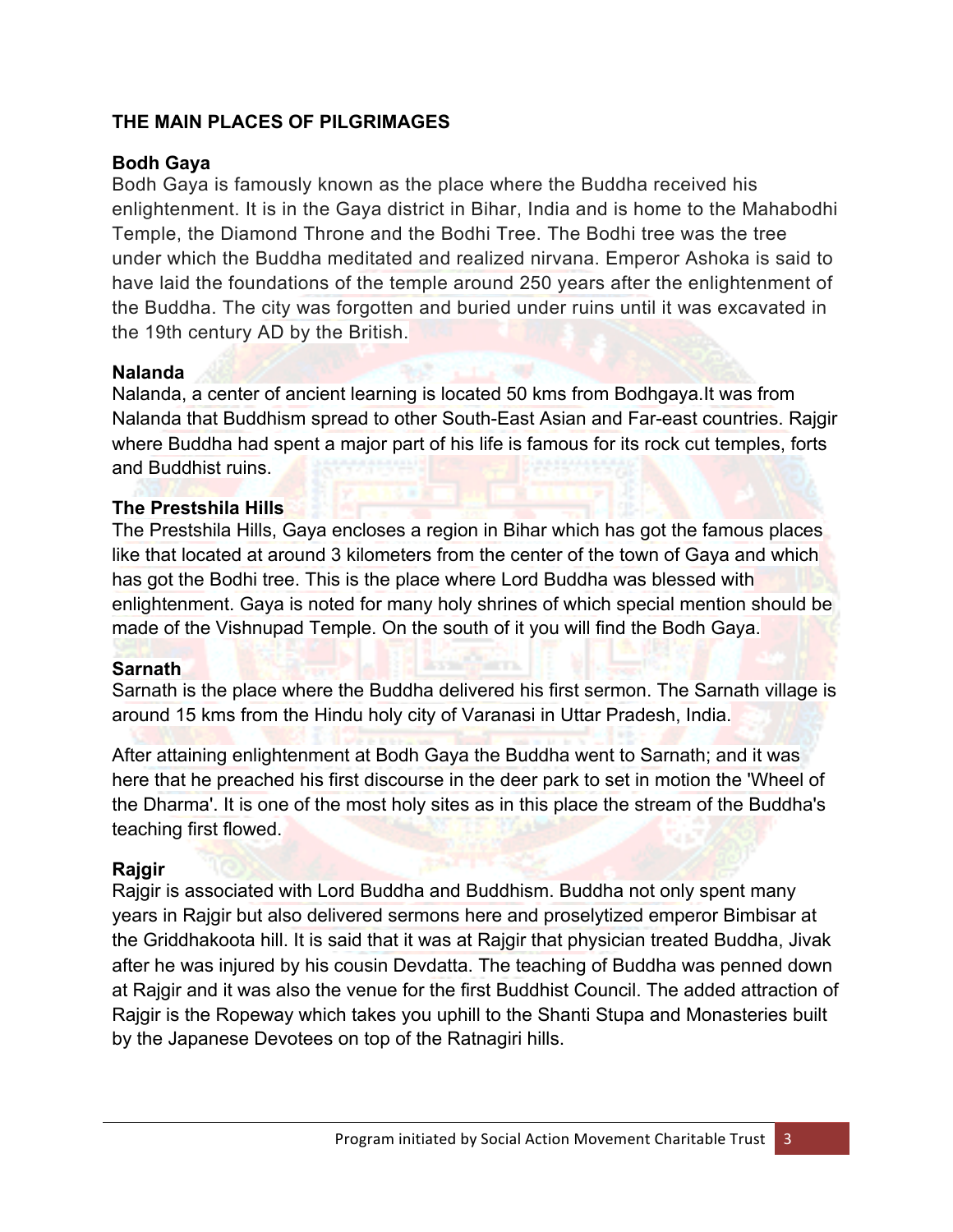## THE MAIN PLACES OF PILGRIMAGES

### Bodh Gaya

Bodh Gaya is famously known as the place where the Buddha received his enlightenment. It is in the Gaya district in Bihar, India and is home to the Mahabodhi Temple, the Diamond Throne and the Bodhi Tree. The Bodhi tree was the tree under which the Buddha meditated and realized nirvana. Emperor Ashoka is said to have laid the foundations of the temple around 250 years after the enlightenment of the Buddha. The city was forgotten and buried under ruins until it was excavated in the 19th century AD by the British.

### Nalanda

Nalanda, a center of ancient learning is located 50 kms from Bodhgaya.It was from Nalanda that Buddhism spread to other South-East Asian and Far-east countries. Rajgir where Buddha had spent a major part of his life is famous for its rock cut temples, forts and Buddhist ruins.

### The Prestshila Hills

The Prestshila Hills, Gaya encloses a region in Bihar which has got the famous places like that located at around 3 kilometers from the center of the town of Gaya and which has got the Bodhi tree. This is the place where Lord Buddha was blessed with enlightenment. Gaya is noted for many holy shrines of which special mention should be made of the Vishnupad Temple. On the south of it you will find the Bodh Gaya.

### Sarnath

Sarnath is the place where the Buddha delivered his first sermon. The Sarnath village is around 15 kms from the Hindu holy city of Varanasi in Uttar Pradesh, India.

After attaining enlightenment at Bodh Gaya the Buddha went to Sarnath; and it was here that he preached his first discourse in the deer park to set in motion the 'Wheel of the Dharma'. It is one of the most holy sites as in this place the stream of the Buddha's teaching first flowed.

### Rajgir

Rajgir is associated with Lord Buddha and Buddhism. Buddha not only spent many years in Rajgir but also delivered sermons here and proselytized emperor Bimbisar at the Griddhakoota hill. It is said that it was at Rajgir that physician treated Buddha, Jivak after he was injured by his cousin Devdatta. The teaching of Buddha was penned down at Rajgir and it was also the venue for the first Buddhist Council. The added attraction of Rajgir is the Ropeway which takes you uphill to the Shanti Stupa and Monasteries built by the Japanese Devotees on top of the Ratnagiri hills.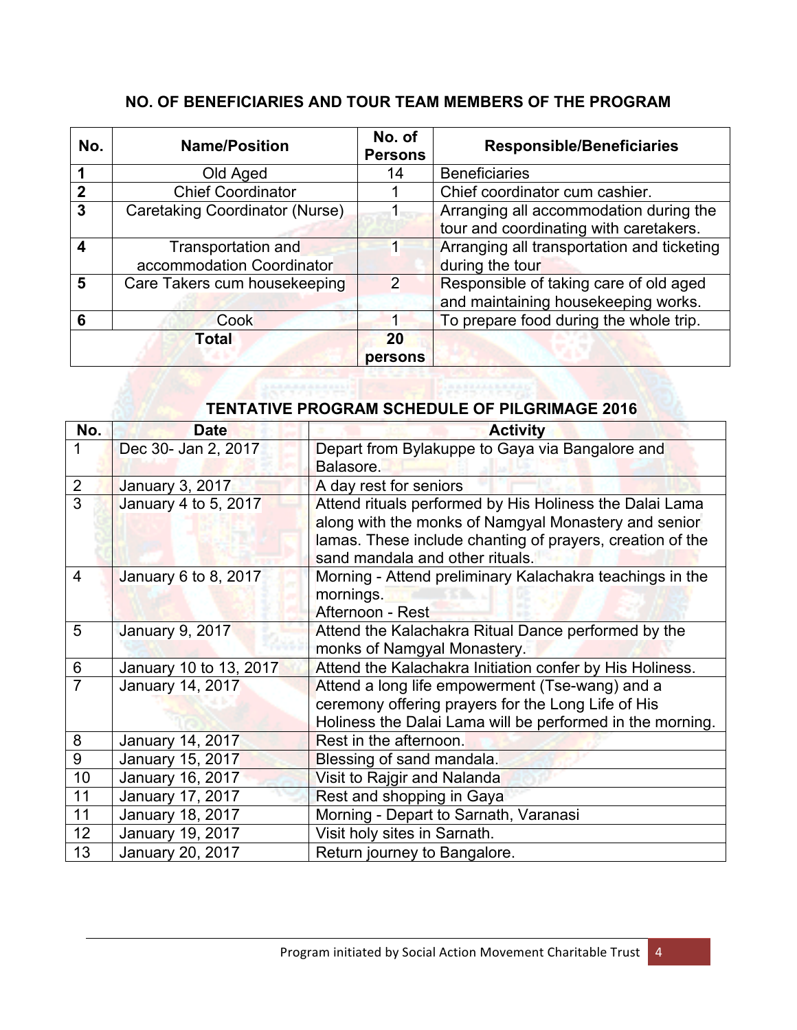## NO. OF BENEFICIARIES AND TOUR TEAM MEMBERS OF THE PROGRAM

| No. | Name/Position | No. of Persons | Responsible/Beneficiaries |
|---|---|---|---|
| **1** | Old Aged | 14 | Beneficiaries |
| **2** | Chief Coordinator | 1 | Chief coordinator cum cashier. |
| **3** | Caretaking Coordinator (Nurse) | 1 | Arranging all accommodation during the tour and coordinating with caretakers. |
| **4** | Transportation and accommodation Coordinator | 1 | Arranging all transportation and ticketing during the tour |
| **5** | Care Takers cum housekeeping | 2 | Responsible of taking care of old aged and maintaining housekeeping works. |
| **6** | Cook | 1 | To prepare food during the whole trip. |
| **Total** | | **20 persons** | |

## TENTATIVE PROGRAM SCHEDULE OF PILGRIMAGE 2016

| No. | Date | Activity |
|---|---|---|
| 1 | Dec 30- Jan 2, 2017 | Depart from Bylakuppe to Gaya via Bangalore and Balasore. |
| 2 | January 3, 2017 | A day rest for seniors |
| 3 | January 4 to 5, 2017 | Attend rituals performed by His Holiness the Dalai Lama along with the monks of Namgyal Monastery and senior lamas. These include chanting of prayers, creation of the sand mandala and other rituals. |
| 4 | January 6 to 8, 2017 | Morning - Attend preliminary Kalachakra teachings in the mornings.<br>Afternoon - Rest |
| 5 | January 9, 2017 | Attend the Kalachakra Ritual Dance performed by the monks of Namgyal Monastery. |
| 6 | January 10 to 13, 2017 | Attend the Kalachakra Initiation confer by His Holiness. |
| 7 | January 14, 2017 | Attend a long life empowerment (Tse-wang) and a ceremony offering prayers for the Long Life of His Holiness the Dalai Lama will be performed in the morning. |
| 8 | January 14, 2017 | Rest in the afternoon. |
| 9 | January 15, 2017 | Blessing of sand mandala. |
| 10 | January 16, 2017 | Visit to Rajgir and Nalanda |
| 11 | January 17, 2017 | Rest and shopping in Gaya |
| 11 | January 18, 2017 | Morning - Depart to Sarnath, Varanasi |
| 12 | January 19, 2017 | Visit holy sites in Sarnath. |
| 13 | January 20, 2017 | Return journey to Bangalore. |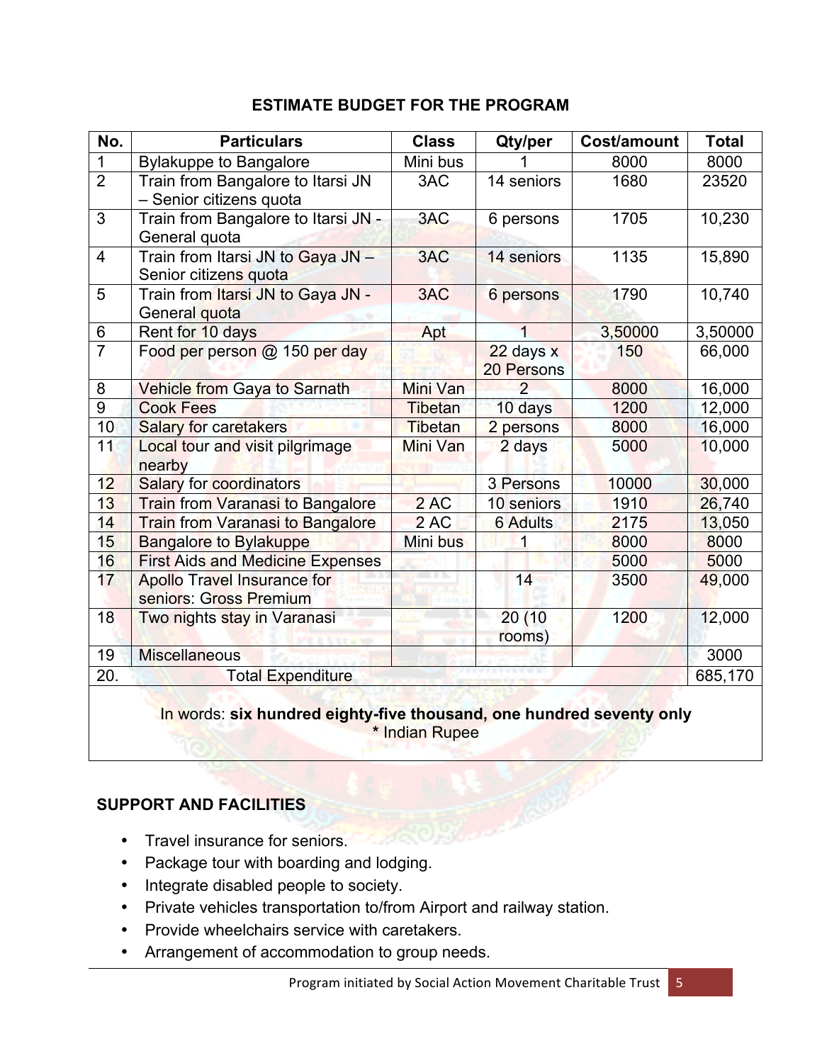## ESTIMATE BUDGET FOR THE PROGRAM

| No. | Particulars | Class | Qty/per | Cost/amount | Total |
|---|---|---|---|---|---|
| 1 | Bylakuppe to Bangalore | Mini bus | 1 | 8000 | 8000 |
| 2 | Train from Bangalore to Itarsi JN – Senior citizens quota | 3AC | 14 seniors | 1680 | 23520 |
| 3 | Train from Bangalore to Itarsi JN - General quota | 3AC | 6 persons | 1705 | 10,230 |
| 4 | Train from Itarsi JN to Gaya JN – Senior citizens quota | 3AC | 14 seniors | 1135 | 15,890 |
| 5 | Train from Itarsi JN to Gaya JN - General quota | 3AC | 6 persons | 1790 | 10,740 |
| 6 | Rent for 10 days | Apt | 1 | 3,50000 | 3,50000 |
| 7 | Food per person @ 150 per day | | 22 days x 20 Persons | 150 | 66,000 |
| 8 | Vehicle from Gaya to Sarnath | Mini Van | 2 | 8000 | 16,000 |
| 9 | Cook Fees | Tibetan | 10 days | 1200 | 12,000 |
| 10 | Salary for caretakers | Tibetan | 2 persons | 8000 | 16,000 |
| 11 | Local tour and visit pilgrimage nearby | Mini Van | 2 days | 5000 | 10,000 |
| 12 | Salary for coordinators | | 3 Persons | 10000 | 30,000 |
| 13 | Train from Varanasi to Bangalore | 2 AC | 10 seniors | 1910 | 26,740 |
| 14 | Train from Varanasi to Bangalore | 2 AC | 6 Adults | 2175 | 13,050 |
| 15 | Bangalore to Bylakuppe | Mini bus | 1 | 8000 | 8000 |
| 16 | First Aids and Medicine Expenses | | | 5000 | 5000 |
| 17 | Apollo Travel Insurance for seniors: Gross Premium | | 14 | 3500 | 49,000 |
| 18 | Two nights stay in Varanasi | | 20 (10 rooms) | 1200 | 12,000 |
| 19 | Miscellaneous | | | | 3000 |
| 20. | Total Expenditure | | | | 685,170 |

In words: **six hundred eighty-five thousand, one hundred seventy only**
**\*** Indian Rupee

## SUPPORT AND FACILITIES

- Travel insurance for seniors.
- Package tour with boarding and lodging.
- Integrate disabled people to society.
- Private vehicles transportation to/from Airport and railway station.
- Provide wheelchairs service with caretakers.
- Arrangement of accommodation to group needs.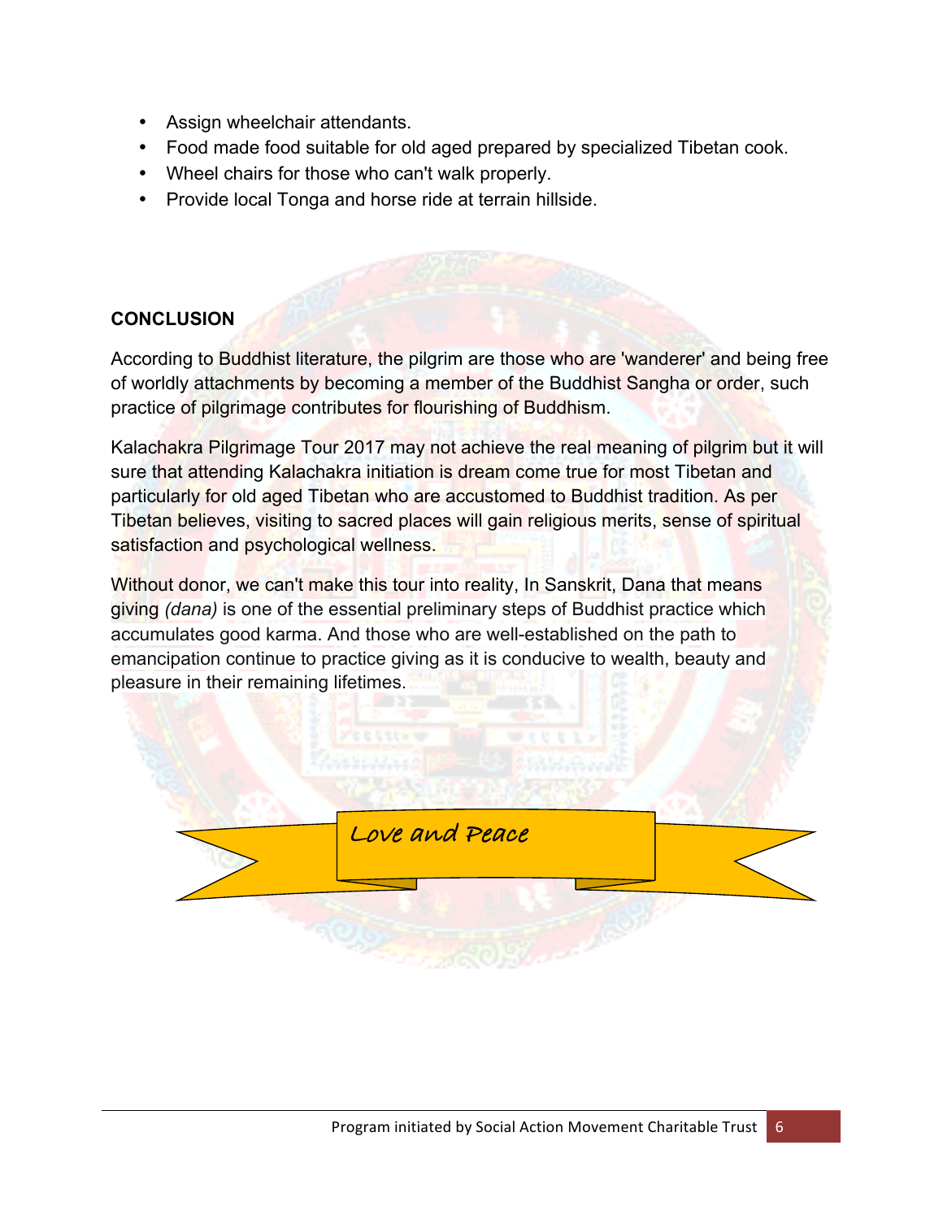- Assign wheelchair attendants.
- Food made food suitable for old aged prepared by specialized Tibetan cook.
- Wheel chairs for those who can't walk properly.
- Provide local Tonga and horse ride at terrain hillside.

**CONCLUSION**

According to Buddhist literature, the pilgrim are those who are 'wanderer' and being free of worldly attachments by becoming a member of the Buddhist Sangha or order, such practice of pilgrimage contributes for flourishing of Buddhism.

Kalachakra Pilgrimage Tour 2017 may not achieve the real meaning of pilgrim but it will sure that attending Kalachakra initiation is dream come true for most Tibetan and particularly for old aged Tibetan who are accustomed to Buddhist tradition. As per Tibetan believes, visiting to sacred places will gain religious merits, sense of spiritual satisfaction and psychological wellness.

Without donor, we can't make this tour into reality, In Sanskrit, Dana that means giving *(dana)* is one of the essential preliminary steps of Buddhist practice which accumulates good karma. And those who are well-established on the path to emancipation continue to practice giving as it is conducive to wealth, beauty and pleasure in their remaining lifetimes.

*Love and Peace*